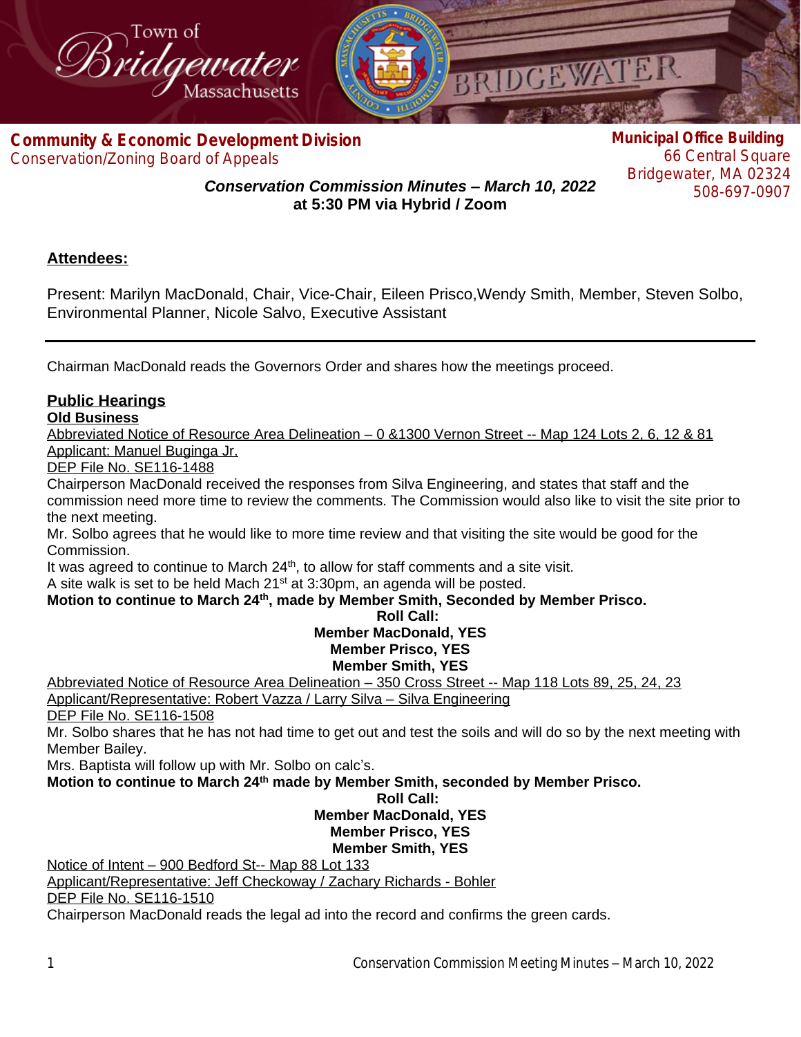Town of Bridgewater Massachusetts

**Community & Economic Development Division**
Conservation/Zoning Board of Appeals

**Municipal Office Building**
66 Central Square
Bridgewater, MA 02324
508-697-0907

***Conservation Commission Minutes – March 10, 2022***
**at 5:30 PM via Hybrid / Zoom**

## Attendees:

Present: Marilyn MacDonald, Chair, Vice-Chair, Eileen Prisco,Wendy Smith, Member, Steven Solbo, Environmental Planner, Nicole Salvo, Executive Assistant

---

Chairman MacDonald reads the Governors Order and shares how the meetings proceed.

## Public Hearings

### Old Business

Abbreviated Notice of Resource Area Delineation – 0 &1300 Vernon Street -- Map 124 Lots 2, 6, 12 & 81
Applicant: Manuel Buginga Jr.
DEP File No. SE116-1488

Chairperson MacDonald received the responses from Silva Engineering, and states that staff and the commission need more time to review the comments. The Commission would also like to visit the site prior to the next meeting.
Mr. Solbo agrees that he would like to more time review and that visiting the site would be good for the Commission.
It was agreed to continue to March 24th, to allow for staff comments and a site visit.
A site walk is set to be held Mach 21st at 3:30pm, an agenda will be posted.

**Motion to continue to March 24th, made by Member Smith, Seconded by Member Prisco.**

**Roll Call:**
**Member MacDonald, YES**
**Member Prisco, YES**
**Member Smith, YES**

Abbreviated Notice of Resource Area Delineation – 350 Cross Street -- Map 118 Lots 89, 25, 24, 23
Applicant/Representative: Robert Vazza / Larry Silva – Silva Engineering
DEP File No. SE116-1508

Mr. Solbo shares that he has not had time to get out and test the soils and will do so by the next meeting with Member Bailey.
Mrs. Baptista will follow up with Mr. Solbo on calc's.

**Motion to continue to March 24th made by Member Smith, seconded by Member Prisco.**

**Roll Call:**
**Member MacDonald, YES**
**Member Prisco, YES**
**Member Smith, YES**

Notice of Intent – 900 Bedford St-- Map 88 Lot 133
Applicant/Representative: Jeff Checkoway / Zachary Richards - Bohler
DEP File No. SE116-1510

Chairperson MacDonald reads the legal ad into the record and confirms the green cards.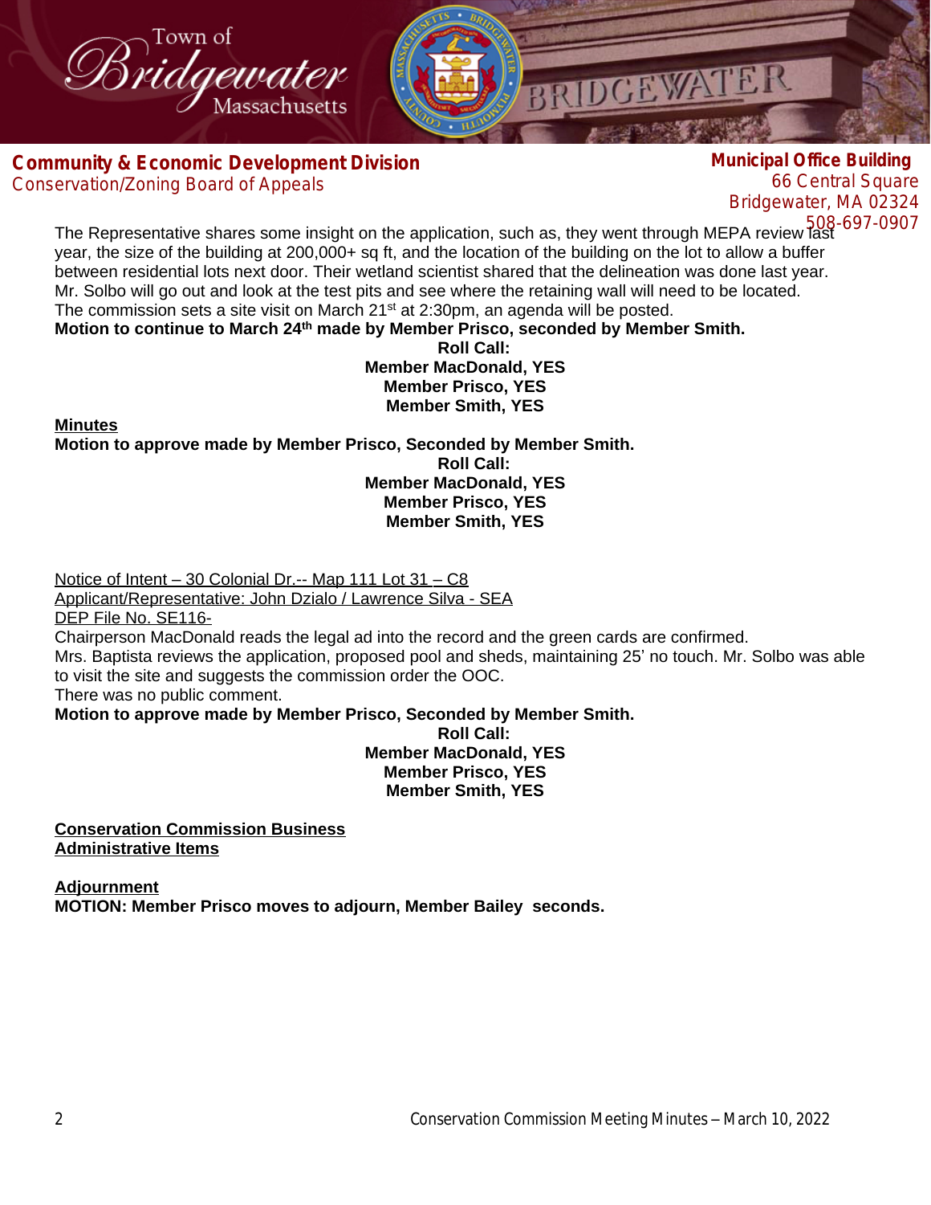The Representative shares some insight on the application, such as, they went through MEPA review last year, the size of the building at 200,000+ sq ft, and the location of the building on the lot to allow a buffer between residential lots next door. Their wetland scientist shared that the delineation was done last year. Mr. Solbo will go out and look at the test pits and see where the retaining wall will need to be located. The commission sets a site visit on March 21st at 2:30pm, an agenda will be posted.

**Motion to continue to March 24th made by Member Prisco, seconded by Member Smith.**

**Roll Call:**
**Member MacDonald, YES**
**Member Prisco, YES**
**Member Smith, YES**

**Minutes**

**Motion to approve made by Member Prisco, Seconded by Member Smith.**

**Roll Call:**
**Member MacDonald, YES**
**Member Prisco, YES**
**Member Smith, YES**

Notice of Intent – 30 Colonial Dr.-- Map 111 Lot 31 – C8
Applicant/Representative: John Dzialo / Lawrence Silva - SEA
DEP File No. SE116-

Chairperson MacDonald reads the legal ad into the record and the green cards are confirmed.
Mrs. Baptista reviews the application, proposed pool and sheds, maintaining 25' no touch. Mr. Solbo was able to visit the site and suggests the commission order the OOC.
There was no public comment.

**Motion to approve made by Member Prisco, Seconded by Member Smith.**

**Roll Call:**
**Member MacDonald, YES**
**Member Prisco, YES**
**Member Smith, YES**

**Conservation Commission Business**

**Administrative Items**

**Adjournment**

**MOTION: Member Prisco moves to adjourn, Member Bailey seconds.**